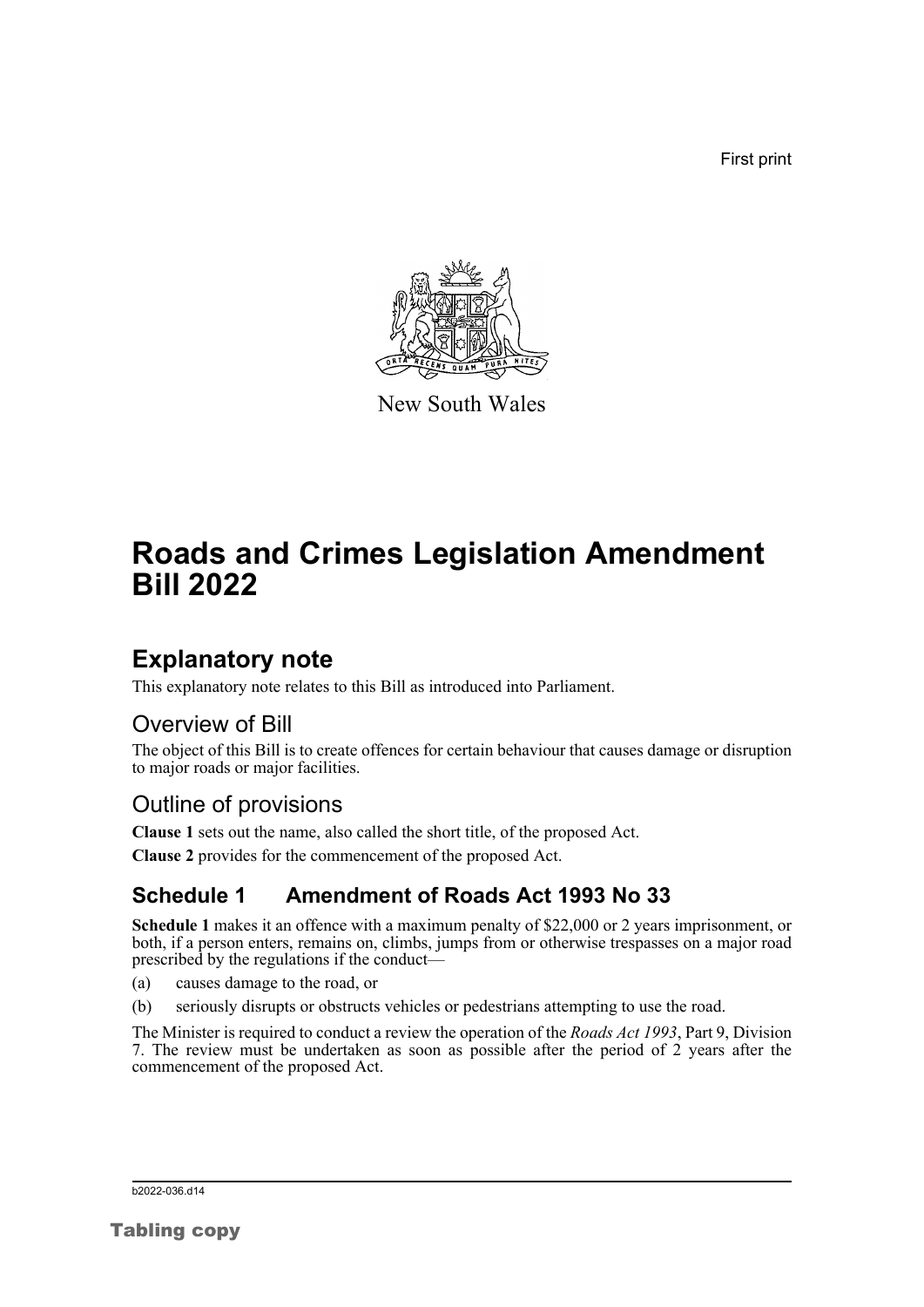First print

New South Wales

# Roads and Crimes Legislation Amendment Bill 2022

## Explanatory note

This explanatory note relates to this Bill as introduced into Parliament.

### Overview of Bill

The object of this Bill is to create offences for certain behaviour that causes damage or disruption to major roads or major facilities.

### Outline of provisions

**Clause 1** sets out the name, also called the short title, of the proposed Act.

**Clause 2** provides for the commencement of the proposed Act.

### Schedule 1 Amendment of Roads Act 1993 No 33

**Schedule 1** makes it an offence with a maximum penalty of $22,000 or 2 years imprisonment, or both, if a person enters, remains on, climbs, jumps from or otherwise trespasses on a major road prescribed by the regulations if the conduct—

(a) causes damage to the road, or

(b) seriously disrupts or obstructs vehicles or pedestrians attempting to use the road.

The Minister is required to conduct a review the operation of the *Roads Act 1993*, Part 9, Division 7. The review must be undertaken as soon as possible after the period of 2 years after the commencement of the proposed Act.

b2022-036.d14

Tabling copy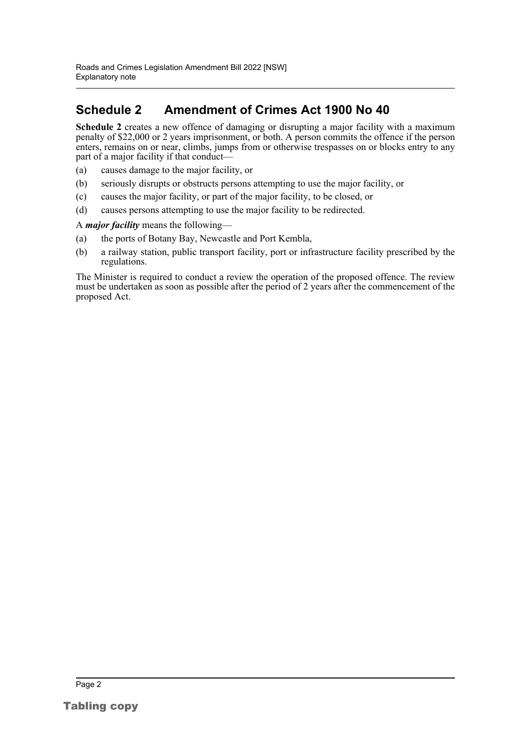## Schedule 2 Amendment of Crimes Act 1900 No 40

**Schedule 2** creates a new offence of damaging or disrupting a major facility with a maximum penalty of $22,000 or 2 years imprisonment, or both. A person commits the offence if the person enters, remains on or near, climbs, jumps from or otherwise trespasses on or blocks entry to any part of a major facility if that conduct—

(a) causes damage to the major facility, or

(b) seriously disrupts or obstructs persons attempting to use the major facility, or

(c) causes the major facility, or part of the major facility, to be closed, or

(d) causes persons attempting to use the major facility to be redirected.

A ***major facility*** means the following—

(a) the ports of Botany Bay, Newcastle and Port Kembla,

(b) a railway station, public transport facility, port or infrastructure facility prescribed by the regulations.

The Minister is required to conduct a review the operation of the proposed offence. The review must be undertaken as soon as possible after the period of 2 years after the commencement of the proposed Act.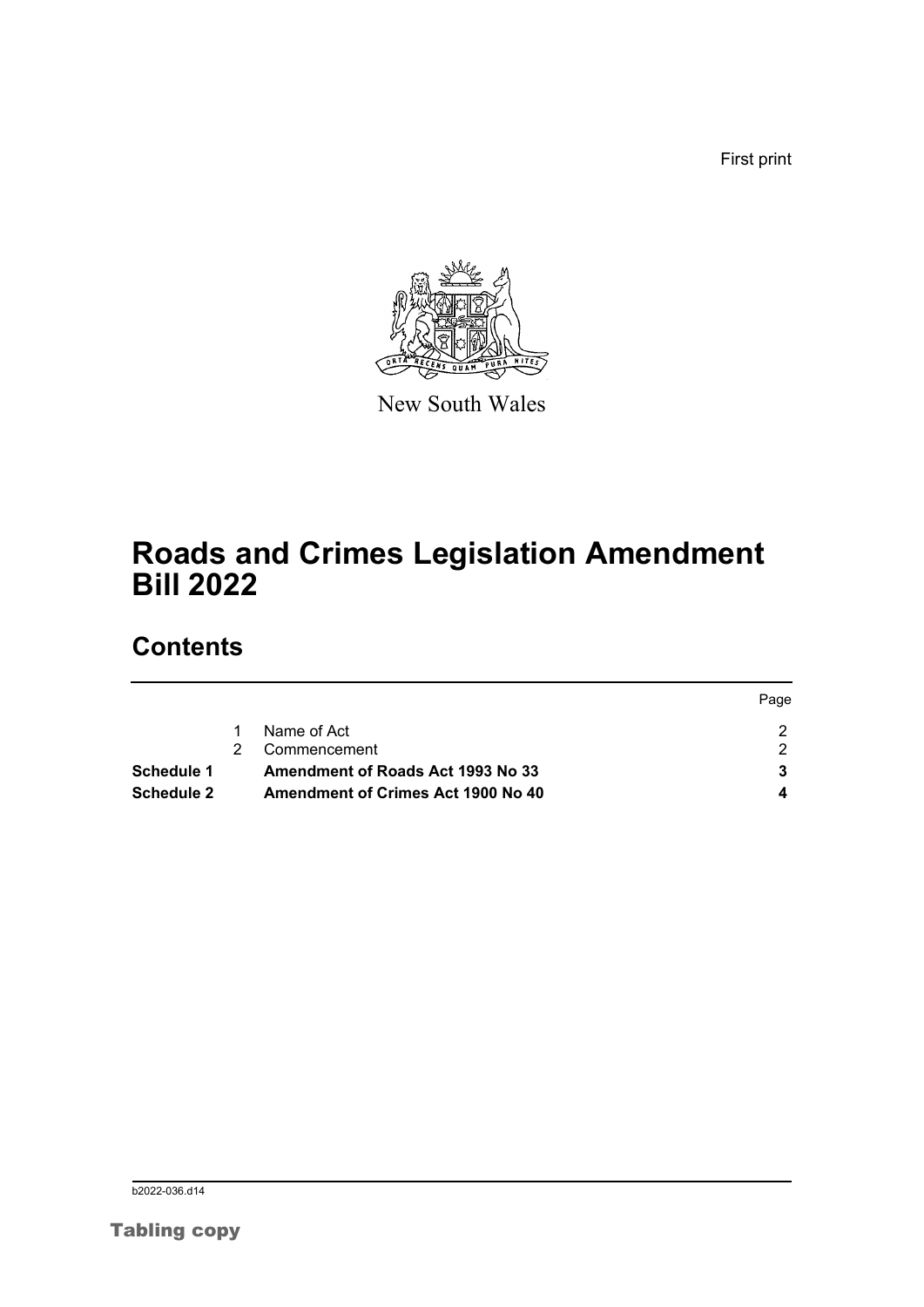First print

New South Wales

# Roads and Crimes Legislation Amendment Bill 2022

## Contents

| | | | Page |
|---|---|---|---|
| | 1 | Name of Act | 2 |
| | 2 | Commencement | 2 |
| **Schedule 1** | | **Amendment of Roads Act 1993 No 33** | **3** |
| **Schedule 2** | | **Amendment of Crimes Act 1900 No 40** | **4** |

b2022-036.d14

Tabling copy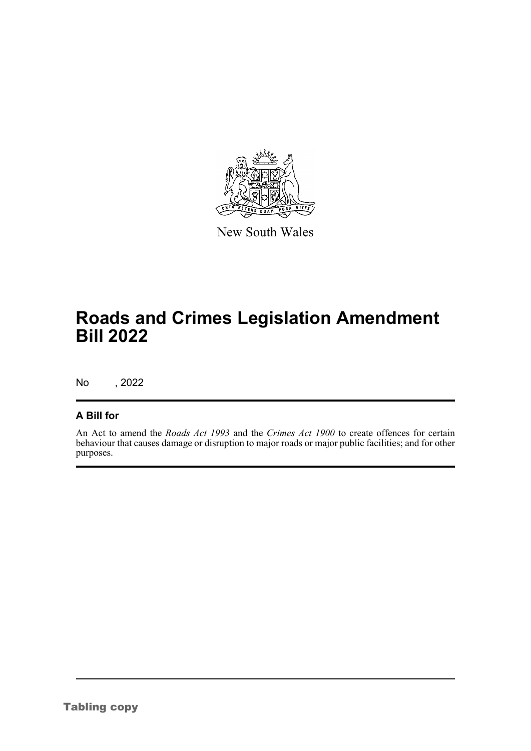New South Wales

# Roads and Crimes Legislation Amendment Bill 2022

No , 2022

## A Bill for

An Act to amend the *Roads Act 1993* and the *Crimes Act 1900* to create offences for certain behaviour that causes damage or disruption to major roads or major public facilities; and for other purposes.

Tabling copy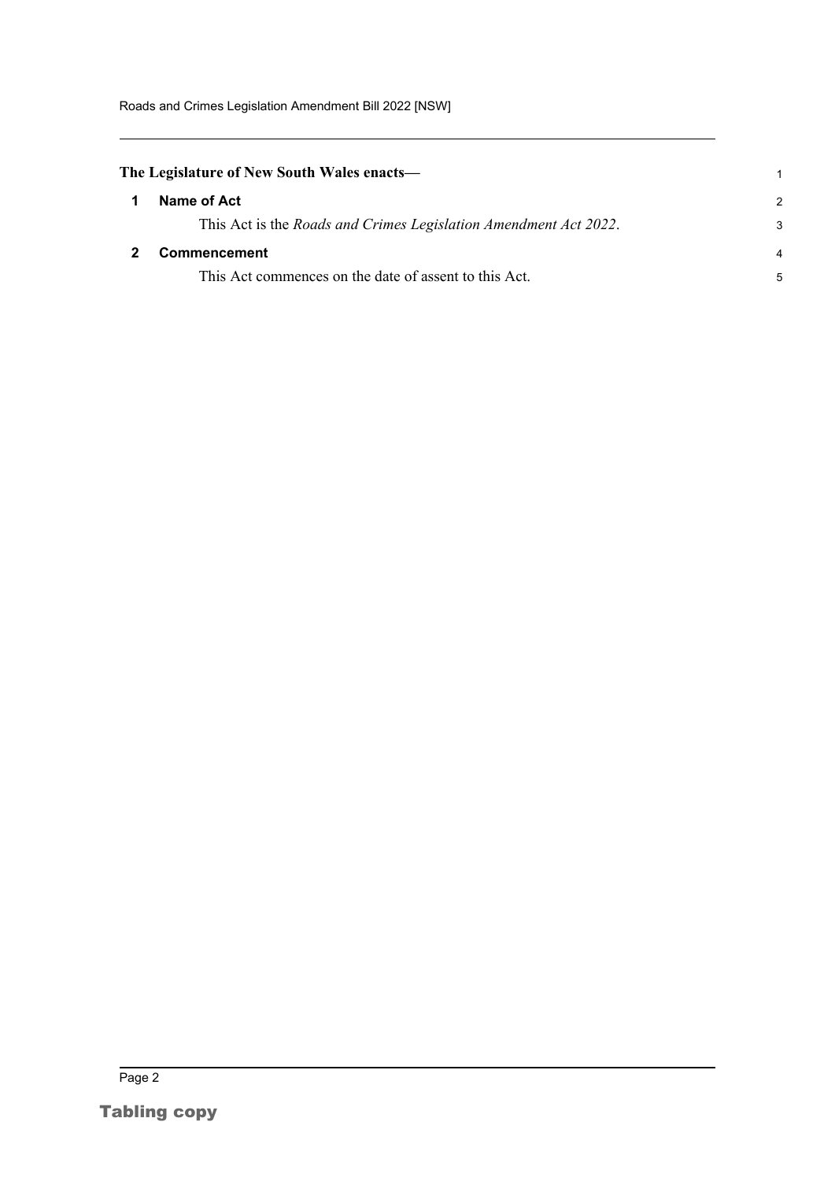**The Legislature of New South Wales enacts—**

## 1 Name of Act

This Act is the *Roads and Crimes Legislation Amendment Act 2022*.

## 2 Commencement

This Act commences on the date of assent to this Act.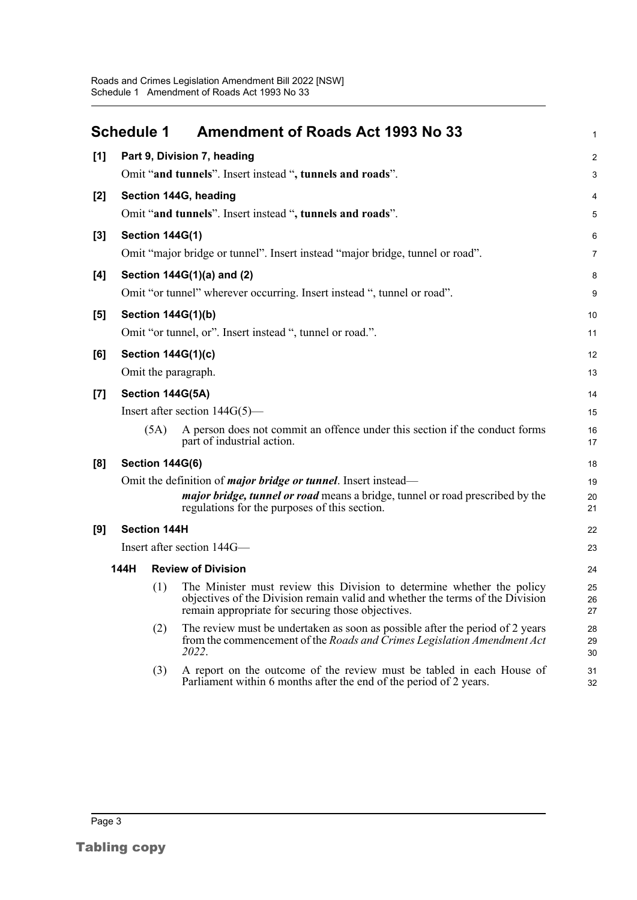## Schedule 1 Amendment of Roads Act 1993 No 33

**[1] Part 9, Division 7, heading**

Omit "**and tunnels**". Insert instead "**, tunnels and roads**".

**[2] Section 144G, heading**

Omit "**and tunnels**". Insert instead "**, tunnels and roads**".

**[3] Section 144G(1)**

Omit "major bridge or tunnel". Insert instead "major bridge, tunnel or road".

**[4] Section 144G(1)(a) and (2)**

Omit "or tunnel" wherever occurring. Insert instead ", tunnel or road".

**[5] Section 144G(1)(b)**

Omit "or tunnel, or". Insert instead ", tunnel or road.".

**[6] Section 144G(1)(c)**

Omit the paragraph.

**[7] Section 144G(5A)**

Insert after section 144G(5)—

(5A) A person does not commit an offence under this section if the conduct forms part of industrial action.

**[8] Section 144G(6)**

Omit the definition of ***major bridge or tunnel***. Insert instead—

***major bridge, tunnel or road*** means a bridge, tunnel or road prescribed by the regulations for the purposes of this section.

**[9] Section 144H**

Insert after section 144G—

**144H Review of Division**

(1) The Minister must review this Division to determine whether the policy objectives of the Division remain valid and whether the terms of the Division remain appropriate for securing those objectives.

(2) The review must be undertaken as soon as possible after the period of 2 years from the commencement of the *Roads and Crimes Legislation Amendment Act 2022*.

(3) A report on the outcome of the review must be tabled in each House of Parliament within 6 months after the end of the period of 2 years.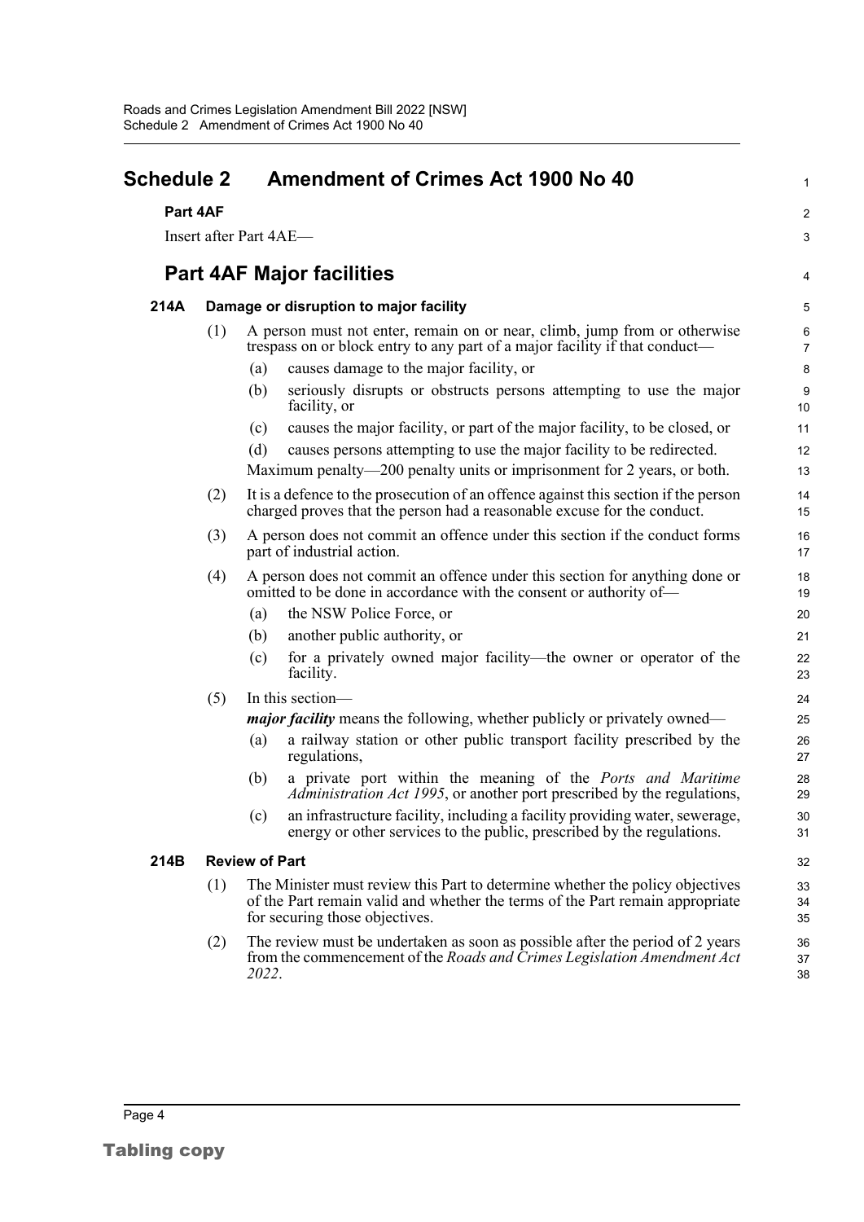## Schedule 2 Amendment of Crimes Act 1900 No 40

**Part 4AF**

Insert after Part 4AE—

## Part 4AF Major facilities

**214A Damage or disruption to major facility**

(1) A person must not enter, remain on or near, climb, jump from or otherwise trespass on or block entry to any part of a major facility if that conduct—

(a) causes damage to the major facility, or

(b) seriously disrupts or obstructs persons attempting to use the major facility, or

(c) causes the major facility, or part of the major facility, to be closed, or

(d) causes persons attempting to use the major facility to be redirected.

Maximum penalty—200 penalty units or imprisonment for 2 years, or both.

(2) It is a defence to the prosecution of an offence against this section if the person charged proves that the person had a reasonable excuse for the conduct.

(3) A person does not commit an offence under this section if the conduct forms part of industrial action.

(4) A person does not commit an offence under this section for anything done or omitted to be done in accordance with the consent or authority of—

(a) the NSW Police Force, or

(b) another public authority, or

(c) for a privately owned major facility—the owner or operator of the facility.

(5) In this section—

***major facility*** means the following, whether publicly or privately owned—

(a) a railway station or other public transport facility prescribed by the regulations,

(b) a private port within the meaning of the *Ports and Maritime Administration Act 1995*, or another port prescribed by the regulations,

(c) an infrastructure facility, including a facility providing water, sewerage, energy or other services to the public, prescribed by the regulations.

**214B Review of Part**

(1) The Minister must review this Part to determine whether the policy objectives of the Part remain valid and whether the terms of the Part remain appropriate for securing those objectives.

(2) The review must be undertaken as soon as possible after the period of 2 years from the commencement of the *Roads and Crimes Legislation Amendment Act 2022*.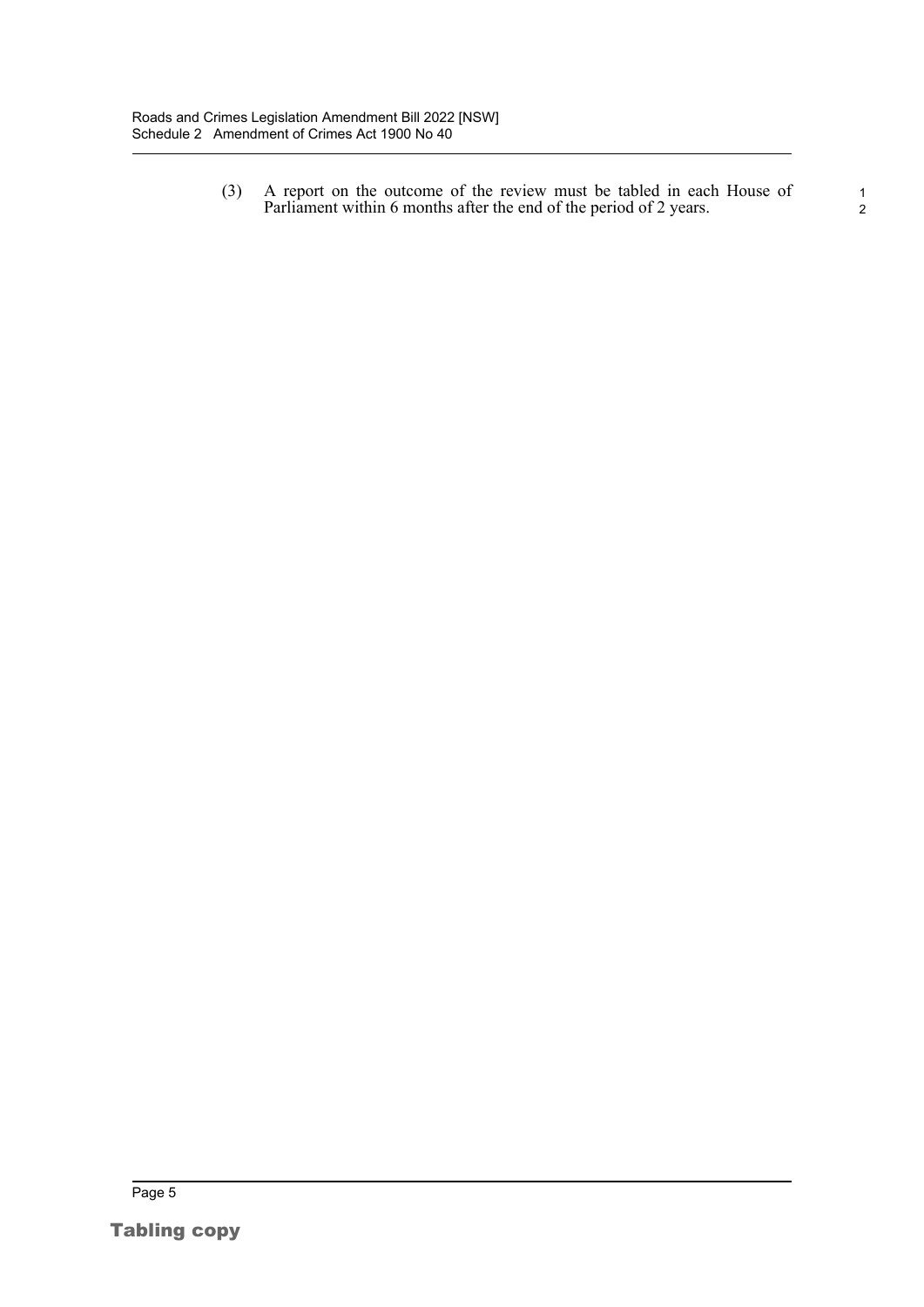(3) A report on the outcome of the review must be tabled in each House of Parliament within 6 months after the end of the period of 2 years.